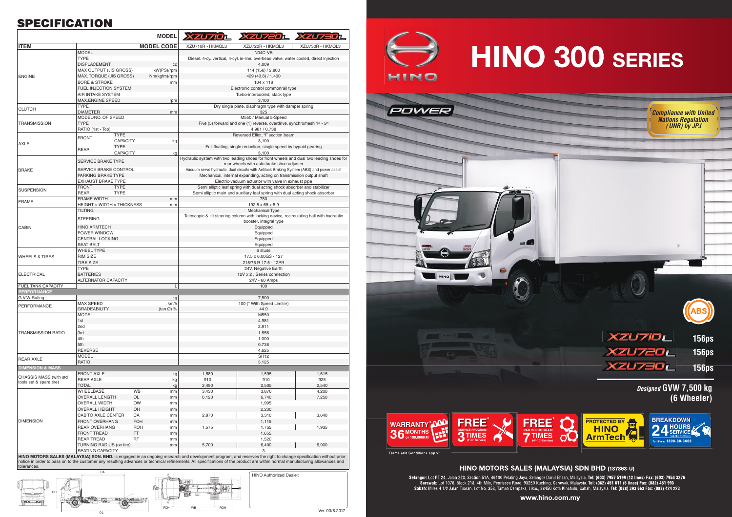# SPECIFICATION

| ITEM | | | MODEL / MODEL CODE | XZU710L<br>XZU710R - HKMQL3 | XZU720L<br>XZU720R - HKMQL3 | XZU730L<br>XZU730R - HKMQL3 |
|---|---|---|---|---|---|---|
| ENGINE | MODEL | | | N04C-VB | | |
| | TYPE | | | Diesel, 4-cy.,vertical, 4-cyl. in-line, overhead valve, water cooled, direct injection | | |
| | DISPLACEMENT | | cc | 4,009 | | |
| | MAX OUTPUT (JIS GROSS) | | kW(PS)/rpm | 114 (156) / 2,800 | | |
| | MAX. TORQUE (JIS GROSS) | | Nm(kgfm)/rpm | 429 (43.8) / 1,400 | | |
| | BORE & STROKE | | mm | 104 x 118 | | |
| | FUEL INJECTION SYSTEM | | | Electronic control commonrail type | | |
| | AIR INTAKE SYSTEM | | | Turbo-intercooled, stack type | | |
| | MAX.ENGINE SPEED | | rpm | 3,100 | | |
| CLUTCH | TYPE | | | Dry single plate, diaphragm type with damper spring | | |
| | DIAMETER | | mm | 325 | | |
| TRANSMISSION | MODEL/NO. OF SPEED | | | M550 / Manual 5-Speed | | |
| | TYPE | | | Five (5) forward and one (1) reverse, overdrive, synchromesh 1st - 5th | | |
| | RATIO (1st - Top) | | | 4.981 / 0.738 | | |
| AXLE | FRONT | TYPE | | Reversed Elliot, "I" section beam | | |
| | | CAPACITY | kg | 3,100 | | |
| | REAR | TYPE | | Full floating, single reduction, single speed by hypoid gearing | | |
| | | CAPACITY | kg | 5,100 | | |
| BRAKE | SERVICE BRAKE TYPE | | | Hydraulic system with two leading shoes for front wheels and dual two leading shoes for rear wheels with auto brake shoe adjuster | | |
| | SERVICE BRAKE CONTROL | | | Vacuum servo hydraulic, dual circuits with Antilock Braking System (ABS) and power assist | | |
| | PARKING BRAKE TYPE | | | Mechanical, internal expanding, acting on transmission output shaft | | |
| | EXHAUST BRAKE TYPE | | | Electric-vacuum actuator with valve in exhaust pipe | | |
| SUSPENSION | FRONT | TYPE | | Semi elliptic leaf spring with dual acting shock absorber and stabilizer | | |
| | REAR | TYPE | | Semi elliptic main and auxiliary leaf spring with dual acting shock absorber | | |
| FRAME | FRAME WIDTH | | mm | 750 | | |
| | HEIGHT x WIDTH x THICKNESS | | mm | 192.8 x 65 x 5.9 | | |
| CABIN | TILTING | | | Mechanical Type | | |
| | STEERING | | | Telescopic & tilt steering column with locking device, recirculating ball with hydraulic booster, integral type | | |
| | HINO ARMTECH | | | Equipped | | |
| | POWER WINDOW | | | Equipped | | |
| | CENTRAL LOCKING | | | Equipped | | |
| | SEAT BELT | | | Equipped | | |
| WHEELS & TIRES | WHEEL TYPE | | | 6 studs | | |
| | RIM SIZE | | | 17.5 x 6.00GS - 127 | | |
| | TIRE SIZE | | | 215/75 R 17.5 - 12PR | | |
| ELECTRICAL | TYPE | | | 24V, Negative Earth | | |
| | BATTERIES | | | 12V x 2 , Series connection | | |
| | ALTERNATOR CAPACITY | | | 24V - 60 Amps | | |
| FUEL TANK CAPACITY | | | L | 100 | | |
| **PERFORMANCE** | | | | | | |
| G.V.W Rating | | | kg | 7,500 | | |
| PERFORMANCE | MAX SPEED | | km/h | 100 (* With Speed Limiter) | | |
| | GRADEABILITY | | (tan Ø) % | 44.9 | | |
| TRANSMISSION RATIO | MODEL | | | M550 | | |
| | 1st | | | 4.981 | | |
| | 2nd | | | 2.911 | | |
| | 3rd | | | 1.556 | | |
| | 4th | | | 1.000 | | |
| | 5th | | | 0.738 | | |
| | REVERSE | | | 4.625 | | |
| REAR AXLE | MODEL | | | SH12 | | |
| | RATIO | | | 5.125 | | |
| **DIMENSION & MASS** | | | | | | |
| CHASSIS MASS (with std tools set & spare tire) | FRONT AXLE | | kg | 1,580 | 1,595 | 1,615 |
| | REAR AXLE | | kg | 910 | 910 | 925 |
| | TOTAL | | kg | 2,490 | 2,505 | 2,540 |
| DIMENSION | WHEELBASE | WB | mm | 3,430 | 3,870 | 4,200 |
| | OVERALL LENGTH | OL | mm | 6,120 | 6,740 | 7,250 |
| | OVERALL WIDTH | OW | mm | 1,995 | | |
| | OVERALL HEIGHT | OH | mm | 2,230 | | |
| | CAB TO AXLE CENTER | CA | mm | 2,870 | 3,310 | 3,640 |
| | FRONT OVERHANG | FOH | mm | 1,115 | | |
| | REAR OVERHANG | ROH | mm | 1,575 | 1,755 | 1,935 |
| | FRONT TREAD | FT | mm | 1,655 | | |
| | REAR TREAD | RT | mm | 1,520 | | |
| | TURNING RADIUS (on tire) | | mm | 5,700 | 6,400 | 6,900 |
| | SEATING CAPACITY | | | 3 | | |

**HINO MOTORS SALES (MALAYSIA) SDN. BHD.** is engaged in an ongoing research and development program, and reserves the right to change specification without prior notice in order to pass on to the customer any resulting advances or technical refinements. All specifications of the product are within normal manufacturing allowances and tolerances.

CA, OH, OL, OW, FT, RT, FOH, WB, ROH

HINO Authorized Dealer:

Ver. 03/8.2017

# HINO 300 SERIES

POWER

*Compliance with United Nations Regulation (UNR) by JPJ*

ABS

XZU710L 156ps
XZU720L 156ps
XZU730L 156ps

*Designed* **GVW 7,500 kg (6 Wheeler)**

WARRANTY* 36 MONTHS or 100,000KM | FREE* SERVICE PROGRAM 3 TIMES (1st-3rd Service) | FREE* PARTS PROGRAM 7 TIMES (4th-10th Service) | PROTECTED BY HINO ArmTech | BREAKDOWN 24 HOURS SERVICE Toll Free: 1800-88-3666

Terms and Conditions apply*

## HINO MOTORS SALES (MALAYSIA) SDN BHD (187863-U)

**Selangor:** Lot PT 24, Jalan 223, Section 51A, 46100 Petaling Jaya, Selangor Darul Ehsan, Malaysia. **Tel: (603) 7957 5199 (12 lines) Fax: (603) 7954 3276**
**Sarawak:** Lot 1076, Block 218, 4th Mile, Penrissen Road, 93250 Kuching, Sarawak, Malaysia. **Tel: (082) 451 611 (5 lines) Fax: (082) 451 993**
**Sabah:** Miles 4 1/2 Jalan Tuaran, Lot No. 353, Taman Cempaka, Likas, 88450 Kota Kinabalu, Sabah, Malaysia. **Tel: (088) 393 663 Fax: (088) 424 223**

**www.hino.com.my**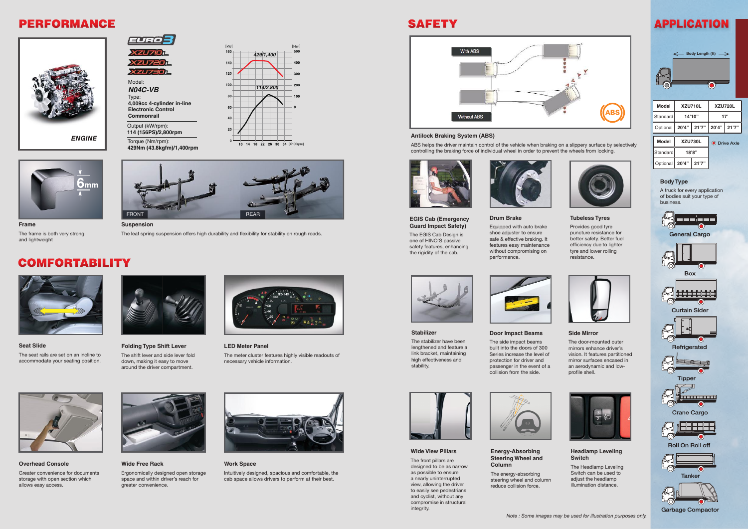## PERFORMANCE

ENGINE

EURO3

XZU710L

XZU720L

XZU730L

Model:
*N04C-VB*

Type:
**4,009cc 4-cylinder in-line Electronic Control Commonrail**

Output (kW/rpm):
**114 (156PS)/2,800rpm**

Torque (Nm/rpm):
**429Nm (43.8kgfm)/1,400rpm**

[kW] [Nm]
160 140 120 100 80 60 40 20 0
500 400 300 200 100 0
429/1,400
114/2,800
10 14 18 22 26 30 34 [X100rpm]

6mm

**Frame**

The frame is both very strong and lightweight

FRONT REAR

**Suspension**

The leaf spring suspension offers high durability and flexibility for stability on rough roads.

## COMFORTABILITY

**Seat Slide**

The seat rails are set on an incline to accommodate your seating position.

**Folding Type Shift Lever**

The shift lever and side lever fold down, making it easy to move around the driver compartment.

**LED Meter Panel**

The meter cluster features highly visible readouts of necessary vehicle information.

**Overhead Console**

Greater convenience for documents storage with open section which allows easy access.

**Wide Free Rack**

Ergonomically designed open storage space and within driver's reach for greater convenience.

**Work Space**

Intuitively designed, spacious and comfortable, the cab space allows drivers to perform at their best.

## SAFETY

With ABS

Without ABS

ABS

**Antilock Braking System (ABS)**

ABS helps the driver maintain control of the vehicle when braking on a slippery surface by selectively controlling the braking force of individual wheel in order to prevent the wheels from locking.

**EGIS Cab (Emergency Guard Impact Safety)**

The EGIS Cab Design is one of HINO'S passive safety features, enhancing the rigidity of the cab.

**Drum Brake**

Equipped with auto brake shoe adjuster to ensure safe & effective braking. It features easy maintenance without compromising on performance.

**Tubeless Tyres**

Provides good tyre puncture resistance for better safety. Better fuel efficiency due to lighter tyre and lower rolling resistance.

**Stabilizer**

The stabilizer have been lengthened and feature a link bracket, maintaining high effectiveness and stability.

**Door Impact Beams**

The side impact beams built into the doors of 300 Series increase the level of protection for driver and passenger in the event of a collision from the side.

**Side Mirror**

The door-mounted outer mirrors enhance driver's vision. It features partitioned mirror surfaces encased in an aerodynamic and low-profile shell.

**Wide View Pillars**

The front pillars are designed to be as narrow as possible to ensure a nearly uninterrupted view, allowing the driver to easily see pedestrians and cyclist, without any compromise in structural integrity.

**Energy-Absorbing Steering Wheel and Column**

The energy-absorbing steering wheel and column reduce collision force.

**Headlamp Leveling Switch**

The Headlamp Leveling Switch can be used to adjust the headlamp illumination distance.

*Note : Some images may be used for illustration purposes only.*

## APPLICATION

Body Length (ft)

| Model | XZU710L | | XZU720L | |
|---|---|---|---|---|
| Standard | 14'10" | | 17' | |
| Optional | 20'4" | 21'7" | 20'4" | 21'7" |

| Model | XZU730L | |
|---|---|---|
| Standard | 18'8" | |
| Optional | 20'4" | 21'7" |

Drive Axle

**Body Type**

A truck for every application of bodies suit your type of business.

General Cargo

Box

Curtain Sider

Refrigerated

Tipper

Crane Cargo

Roll On Roll off

Tanker

Garbage Compactor